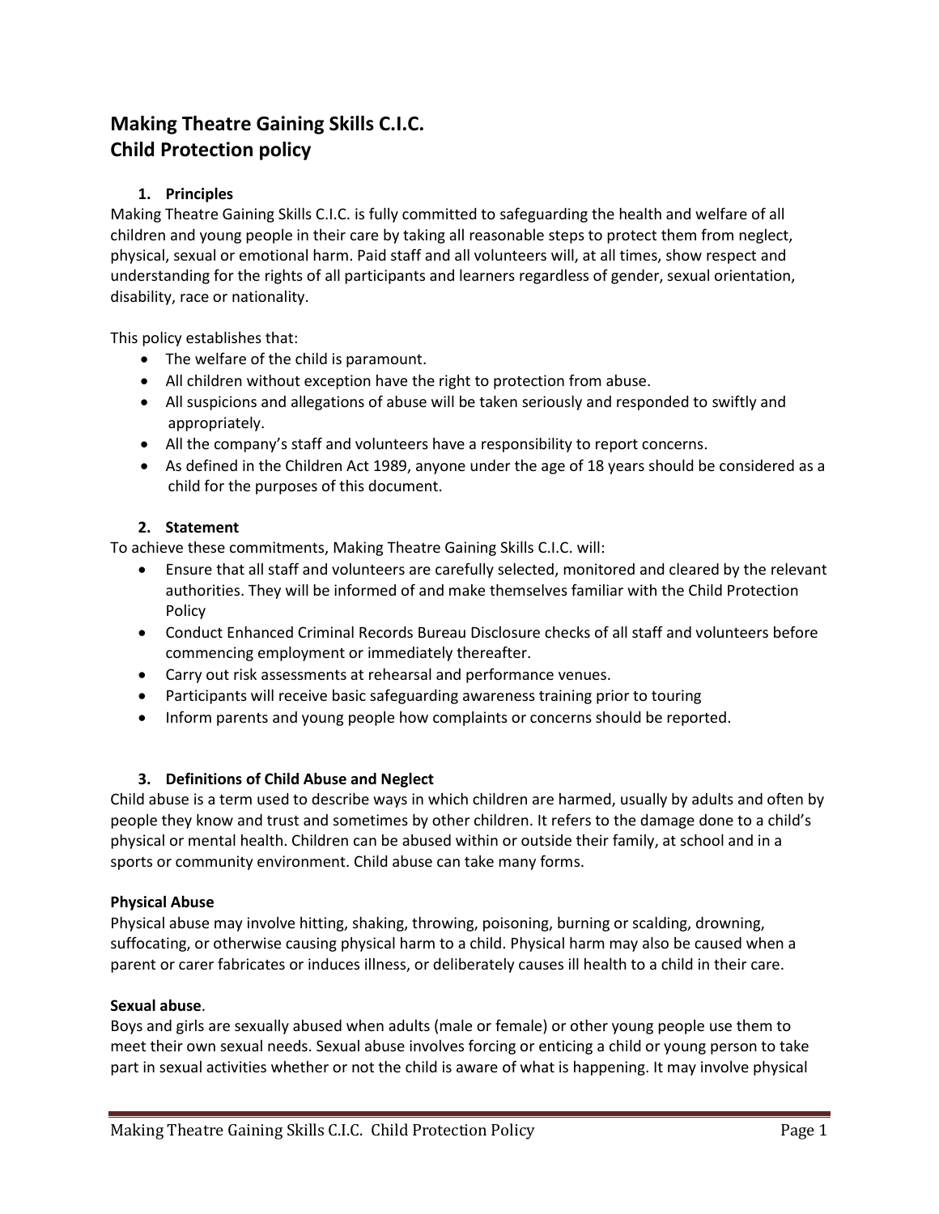# Making Theatre Gaining Skills C.I.C.
# Child Protection policy

## 1. Principles

Making Theatre Gaining Skills C.I.C. is fully committed to safeguarding the health and welfare of all children and young people in their care by taking all reasonable steps to protect them from neglect, physical, sexual or emotional harm. Paid staff and all volunteers will, at all times, show respect and understanding for the rights of all participants and learners regardless of gender, sexual orientation, disability, race or nationality.

This policy establishes that:

- The welfare of the child is paramount.
- All children without exception have the right to protection from abuse.
- All suspicions and allegations of abuse will be taken seriously and responded to swiftly and appropriately.
- All the company's staff and volunteers have a responsibility to report concerns.
- As defined in the Children Act 1989, anyone under the age of 18 years should be considered as a child for the purposes of this document.

## 2. Statement

To achieve these commitments, Making Theatre Gaining Skills C.I.C. will:

- Ensure that all staff and volunteers are carefully selected, monitored and cleared by the relevant authorities. They will be informed of and make themselves familiar with the Child Protection Policy
- Conduct Enhanced Criminal Records Bureau Disclosure checks of all staff and volunteers before commencing employment or immediately thereafter.
- Carry out risk assessments at rehearsal and performance venues.
- Participants will receive basic safeguarding awareness training prior to touring
- Inform parents and young people how complaints or concerns should be reported.

## 3. Definitions of Child Abuse and Neglect

Child abuse is a term used to describe ways in which children are harmed, usually by adults and often by people they know and trust and sometimes by other children. It refers to the damage done to a child's physical or mental health. Children can be abused within or outside their family, at school and in a sports or community environment. Child abuse can take many forms.

**Physical Abuse**

Physical abuse may involve hitting, shaking, throwing, poisoning, burning or scalding, drowning, suffocating, or otherwise causing physical harm to a child. Physical harm may also be caused when a parent or carer fabricates or induces illness, or deliberately causes ill health to a child in their care.

**Sexual abuse**.

Boys and girls are sexually abused when adults (male or female) or other young people use them to meet their own sexual needs. Sexual abuse involves forcing or enticing a child or young person to take part in sexual activities whether or not the child is aware of what is happening. It may involve physical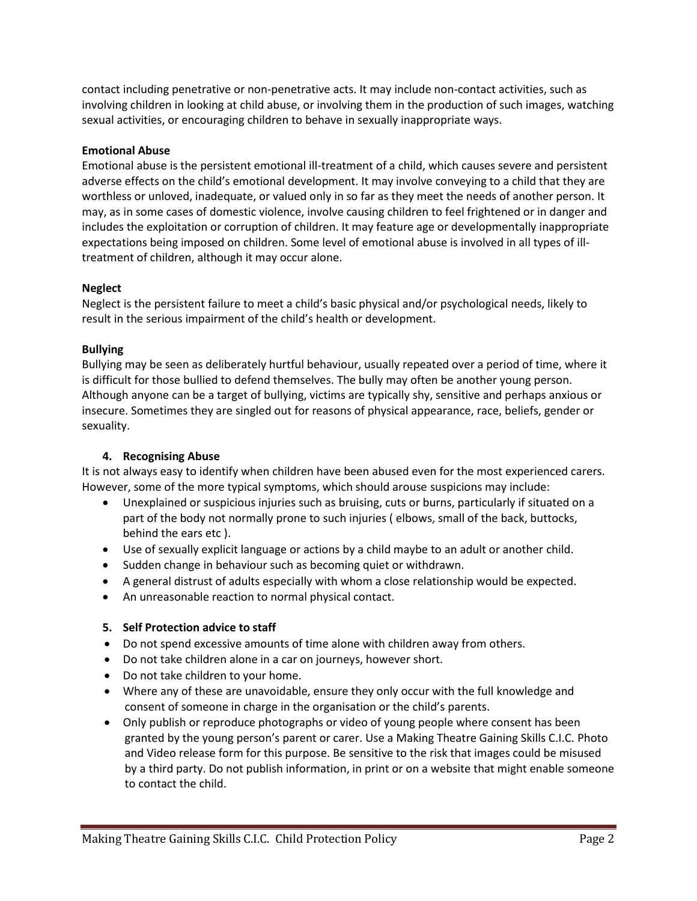contact including penetrative or non-penetrative acts. It may include non-contact activities, such as involving children in looking at child abuse, or involving them in the production of such images, watching sexual activities, or encouraging children to behave in sexually inappropriate ways.

**Emotional Abuse**
Emotional abuse is the persistent emotional ill-treatment of a child, which causes severe and persistent adverse effects on the child's emotional development. It may involve conveying to a child that they are worthless or unloved, inadequate, or valued only in so far as they meet the needs of another person. It may, as in some cases of domestic violence, involve causing children to feel frightened or in danger and includes the exploitation or corruption of children. It may feature age or developmentally inappropriate expectations being imposed on children. Some level of emotional abuse is involved in all types of ill-treatment of children, although it may occur alone.

**Neglect**
Neglect is the persistent failure to meet a child's basic physical and/or psychological needs, likely to result in the serious impairment of the child's health or development.

**Bullying**
Bullying may be seen as deliberately hurtful behaviour, usually repeated over a period of time, where it is difficult for those bullied to defend themselves. The bully may often be another young person. Although anyone can be a target of bullying, victims are typically shy, sensitive and perhaps anxious or insecure. Sometimes they are singled out for reasons of physical appearance, race, beliefs, gender or sexuality.

## 4. Recognising Abuse

It is not always easy to identify when children have been abused even for the most experienced carers. However, some of the more typical symptoms, which should arouse suspicions may include:

- Unexplained or suspicious injuries such as bruising, cuts or burns, particularly if situated on a part of the body not normally prone to such injuries ( elbows, small of the back, buttocks, behind the ears etc ).
- Use of sexually explicit language or actions by a child maybe to an adult or another child.
- Sudden change in behaviour such as becoming quiet or withdrawn.
- A general distrust of adults especially with whom a close relationship would be expected.
- An unreasonable reaction to normal physical contact.

## 5. Self Protection advice to staff

- Do not spend excessive amounts of time alone with children away from others.
- Do not take children alone in a car on journeys, however short.
- Do not take children to your home.
- Where any of these are unavoidable, ensure they only occur with the full knowledge and consent of someone in charge in the organisation or the child's parents.
- Only publish or reproduce photographs or video of young people where consent has been granted by the young person's parent or carer. Use a Making Theatre Gaining Skills C.I.C. Photo and Video release form for this purpose. Be sensitive to the risk that images could be misused by a third party. Do not publish information, in print or on a website that might enable someone to contact the child.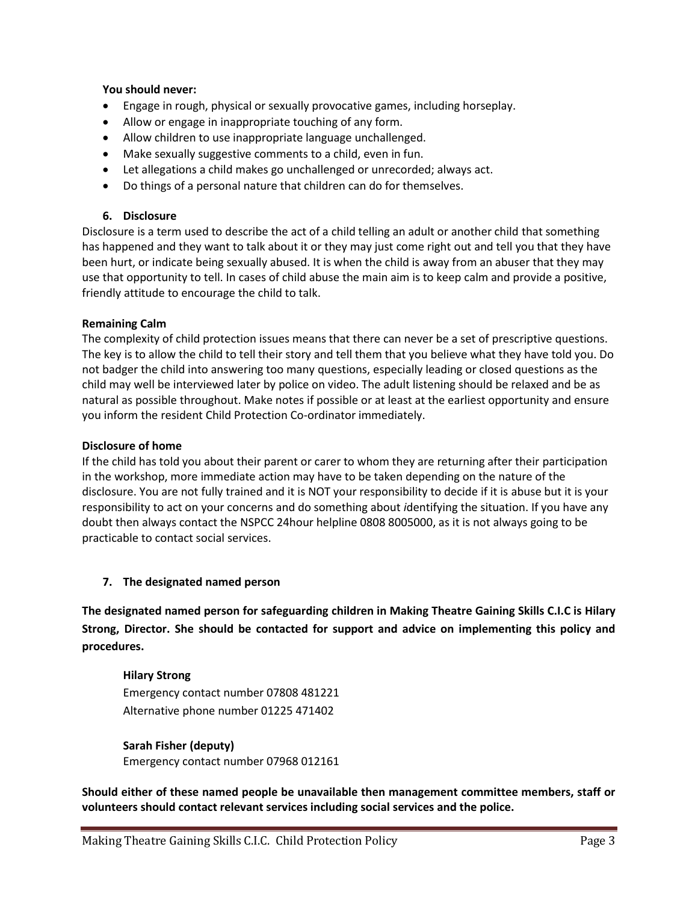**You should never:**

- Engage in rough, physical or sexually provocative games, including horseplay.
- Allow or engage in inappropriate touching of any form.
- Allow children to use inappropriate language unchallenged.
- Make sexually suggestive comments to a child, even in fun.
- Let allegations a child makes go unchallenged or unrecorded; always act.
- Do things of a personal nature that children can do for themselves.

## 6. Disclosure

Disclosure is a term used to describe the act of a child telling an adult or another child that something has happened and they want to talk about it or they may just come right out and tell you that they have been hurt, or indicate being sexually abused. It is when the child is away from an abuser that they may use that opportunity to tell. In cases of child abuse the main aim is to keep calm and provide a positive, friendly attitude to encourage the child to talk.

**Remaining Calm**

The complexity of child protection issues means that there can never be a set of prescriptive questions. The key is to allow the child to tell their story and tell them that you believe what they have told you. Do not badger the child into answering too many questions, especially leading or closed questions as the child may well be interviewed later by police on video. The adult listening should be relaxed and be as natural as possible throughout. Make notes if possible or at least at the earliest opportunity and ensure you inform the resident Child Protection Co-ordinator immediately.

**Disclosure of home**

If the child has told you about their parent or carer to whom they are returning after their participation in the workshop, more immediate action may have to be taken depending on the nature of the disclosure. You are not fully trained and it is NOT your responsibility to decide if it is abuse but it is your responsibility to act on your concerns and do something about *i*dentifying the situation. If you have any doubt then always contact the NSPCC 24hour helpline 0808 8005000, as it is not always going to be practicable to contact social services.

## 7. The designated named person

**The designated named person for safeguarding children in Making Theatre Gaining Skills C.I.C is Hilary Strong, Director. She should be contacted for support and advice on implementing this policy and procedures.**

**Hilary Strong**
Emergency contact number 07808 481221
Alternative phone number 01225 471402

**Sarah Fisher (deputy)**
Emergency contact number 07968 012161

**Should either of these named people be unavailable then management committee members, staff or volunteers should contact relevant services including social services and the police.**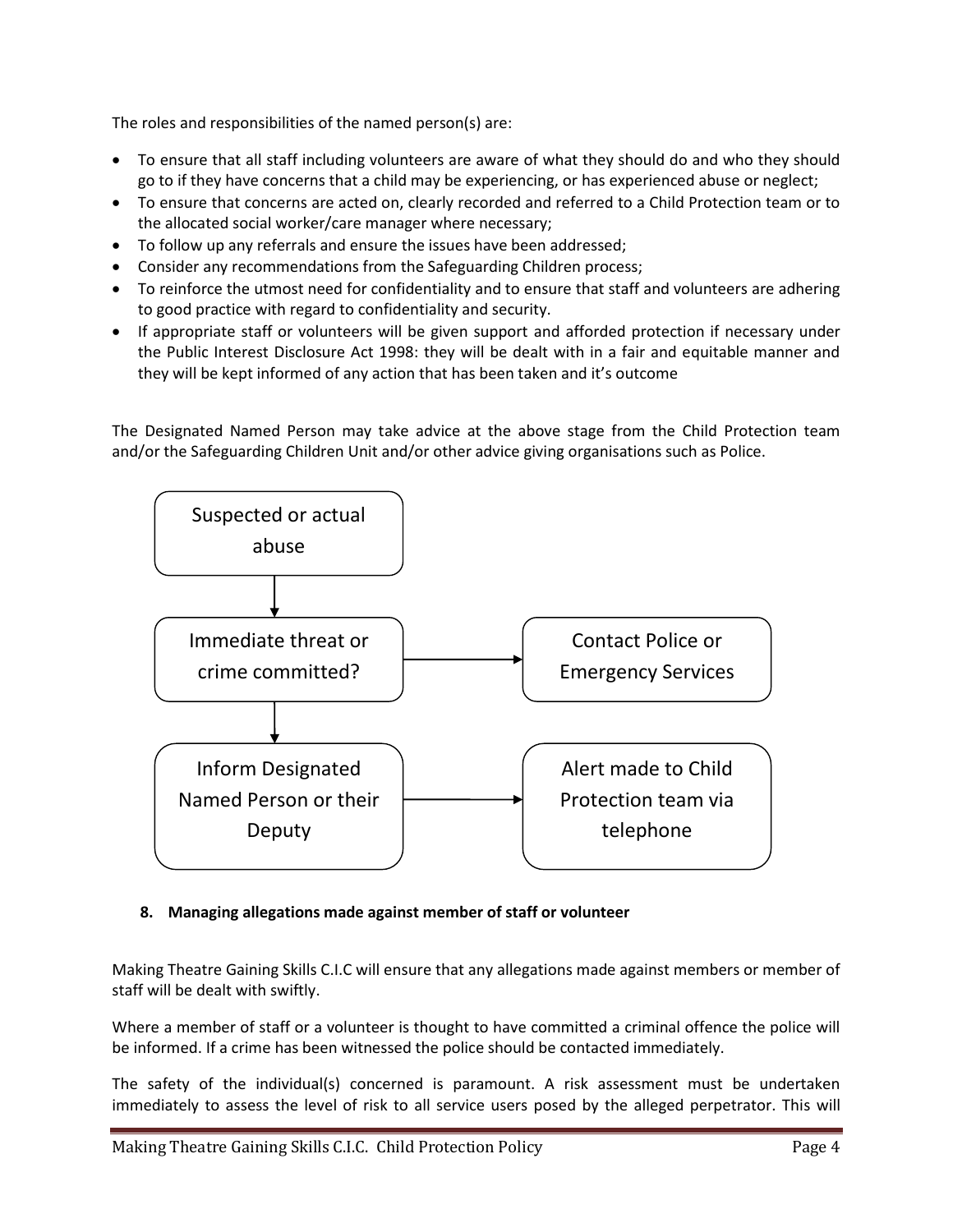The roles and responsibilities of the named person(s) are:

- To ensure that all staff including volunteers are aware of what they should do and who they should go to if they have concerns that a child may be experiencing, or has experienced abuse or neglect;
- To ensure that concerns are acted on, clearly recorded and referred to a Child Protection team or to the allocated social worker/care manager where necessary;
- To follow up any referrals and ensure the issues have been addressed;
- Consider any recommendations from the Safeguarding Children process;
- To reinforce the utmost need for confidentiality and to ensure that staff and volunteers are adhering to good practice with regard to confidentiality and security.
- If appropriate staff or volunteers will be given support and afforded protection if necessary under the Public Interest Disclosure Act 1998: they will be dealt with in a fair and equitable manner and they will be kept informed of any action that has been taken and it's outcome

The Designated Named Person may take advice at the above stage from the Child Protection team and/or the Safeguarding Children Unit and/or other advice giving organisations such as Police.

Suspected or actual abuse

↓

Immediate threat or crime committed? → Contact Police or Emergency Services

↓

Inform Designated Named Person or their Deputy → Alert made to Child Protection team via telephone

**8. Managing allegations made against member of staff or volunteer**

Making Theatre Gaining Skills C.I.C will ensure that any allegations made against members or member of staff will be dealt with swiftly.

Where a member of staff or a volunteer is thought to have committed a criminal offence the police will be informed. If a crime has been witnessed the police should be contacted immediately.

The safety of the individual(s) concerned is paramount. A risk assessment must be undertaken immediately to assess the level of risk to all service users posed by the alleged perpetrator. This will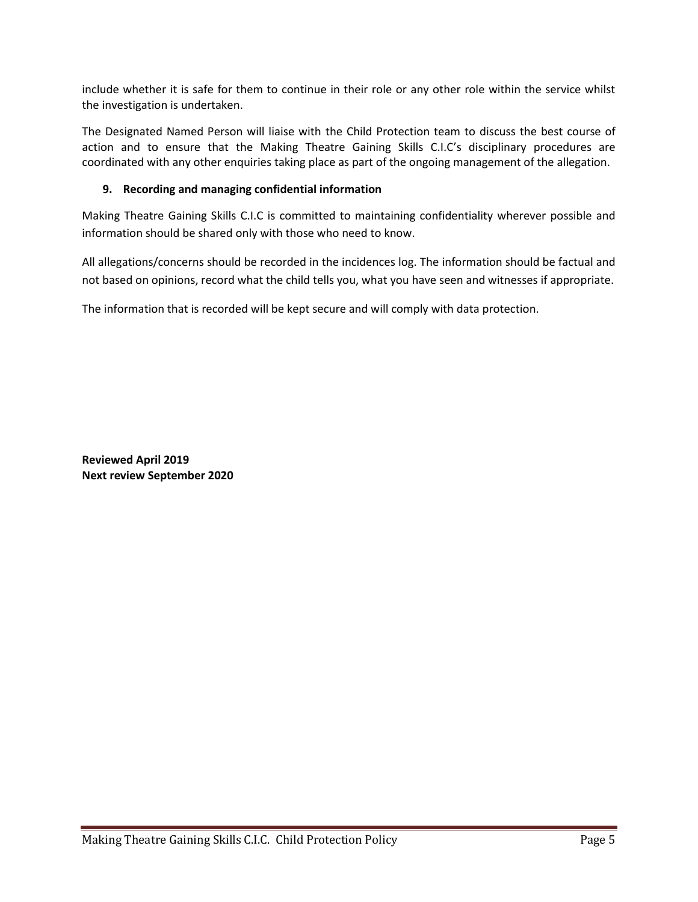include whether it is safe for them to continue in their role or any other role within the service whilst the investigation is undertaken.

The Designated Named Person will liaise with the Child Protection team to discuss the best course of action and to ensure that the Making Theatre Gaining Skills C.I.C's disciplinary procedures are coordinated with any other enquiries taking place as part of the ongoing management of the allegation.

### 9. Recording and managing confidential information

Making Theatre Gaining Skills C.I.C is committed to maintaining confidentiality wherever possible and information should be shared only with those who need to know.

All allegations/concerns should be recorded in the incidences log. The information should be factual and not based on opinions, record what the child tells you, what you have seen and witnesses if appropriate.

The information that is recorded will be kept secure and will comply with data protection.

**Reviewed April 2019**
**Next review September 2020**